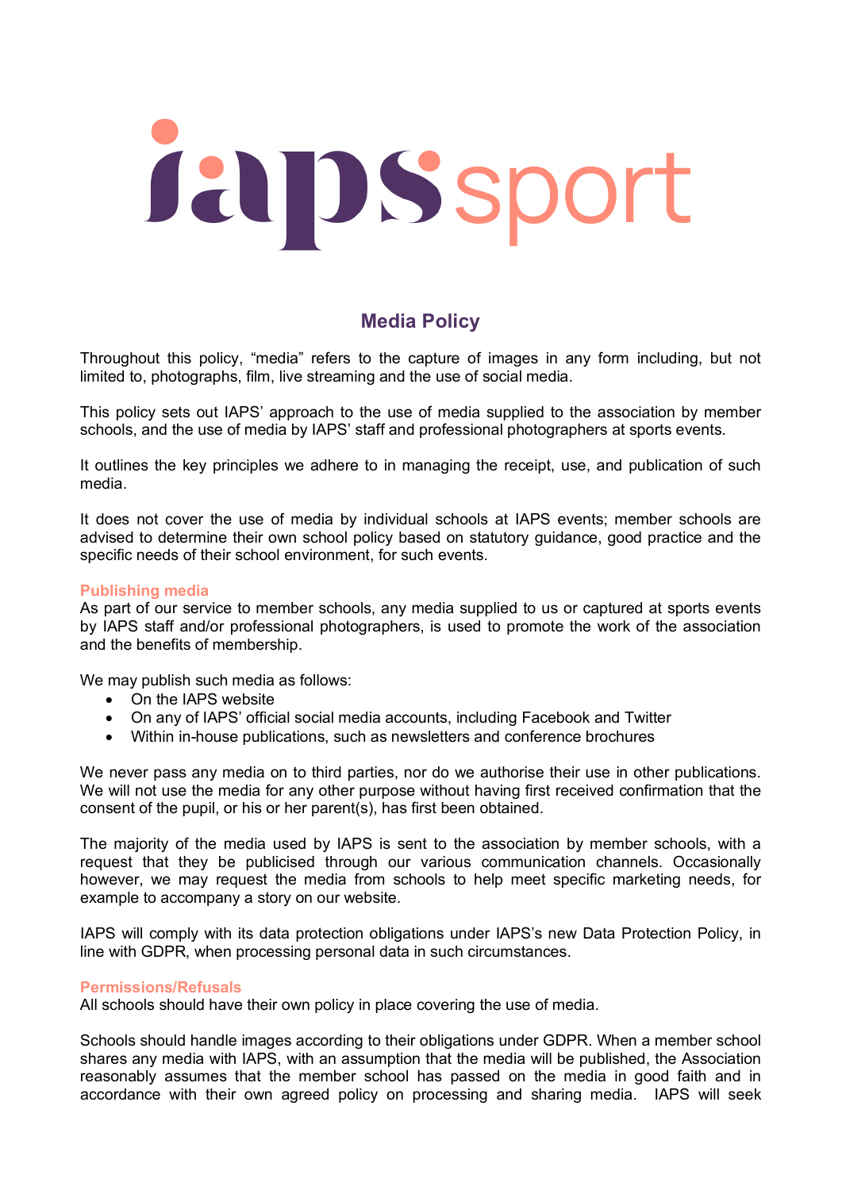iapssport

# Media Policy

Throughout this policy, "media" refers to the capture of images in any form including, but not limited to, photographs, film, live streaming and the use of social media.

This policy sets out IAPS' approach to the use of media supplied to the association by member schools, and the use of media by IAPS' staff and professional photographers at sports events.

It outlines the key principles we adhere to in managing the receipt, use, and publication of such media.

It does not cover the use of media by individual schools at IAPS events; member schools are advised to determine their own school policy based on statutory guidance, good practice and the specific needs of their school environment, for such events.

## Publishing media

As part of our service to member schools, any media supplied to us or captured at sports events by IAPS staff and/or professional photographers, is used to promote the work of the association and the benefits of membership.

We may publish such media as follows:

- On the IAPS website
- On any of IAPS' official social media accounts, including Facebook and Twitter
- Within in-house publications, such as newsletters and conference brochures

We never pass any media on to third parties, nor do we authorise their use in other publications. We will not use the media for any other purpose without having first received confirmation that the consent of the pupil, or his or her parent(s), has first been obtained.

The majority of the media used by IAPS is sent to the association by member schools, with a request that they be publicised through our various communication channels. Occasionally however, we may request the media from schools to help meet specific marketing needs, for example to accompany a story on our website.

IAPS will comply with its data protection obligations under IAPS's new Data Protection Policy, in line with GDPR, when processing personal data in such circumstances.

## Permissions/Refusals

All schools should have their own policy in place covering the use of media.

Schools should handle images according to their obligations under GDPR. When a member school shares any media with IAPS, with an assumption that the media will be published, the Association reasonably assumes that the member school has passed on the media in good faith and in accordance with their own agreed policy on processing and sharing media. IAPS will seek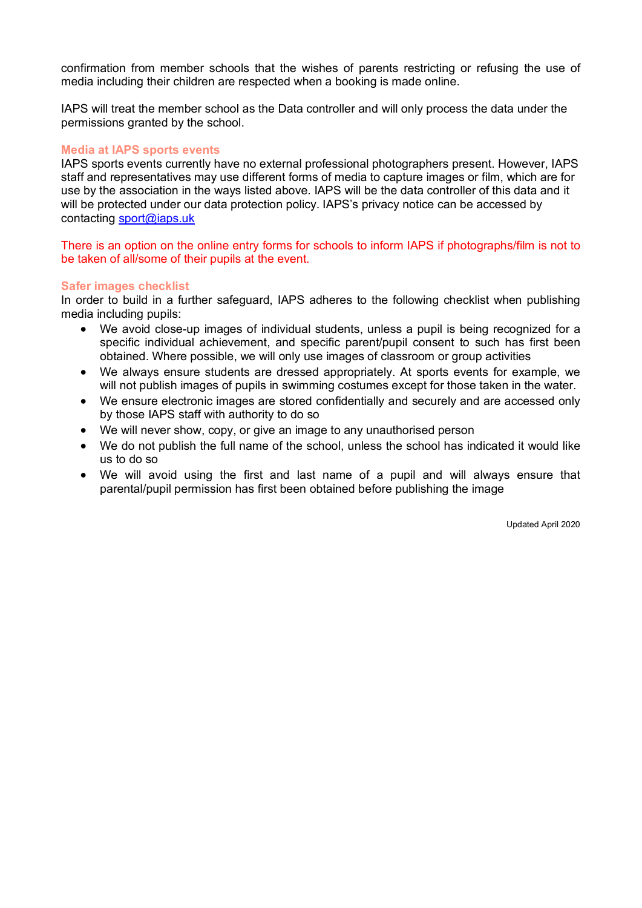confirmation from member schools that the wishes of parents restricting or refusing the use of media including their children are respected when a booking is made online.

IAPS will treat the member school as the Data controller and will only process the data under the permissions granted by the school.

### Media at IAPS sports events

IAPS sports events currently have no external professional photographers present. However, IAPS staff and representatives may use different forms of media to capture images or film, which are for use by the association in the ways listed above. IAPS will be the data controller of this data and it will be protected under our data protection policy. IAPS's privacy notice can be accessed by contacting sport@iaps.uk

There is an option on the online entry forms for schools to inform IAPS if photographs/film is not to be taken of all/some of their pupils at the event.

### Safer images checklist

In order to build in a further safeguard, IAPS adheres to the following checklist when publishing media including pupils:

- We avoid close-up images of individual students, unless a pupil is being recognized for a specific individual achievement, and specific parent/pupil consent to such has first been obtained. Where possible, we will only use images of classroom or group activities
- We always ensure students are dressed appropriately. At sports events for example, we will not publish images of pupils in swimming costumes except for those taken in the water.
- We ensure electronic images are stored confidentially and securely and are accessed only by those IAPS staff with authority to do so
- We will never show, copy, or give an image to any unauthorised person
- We do not publish the full name of the school, unless the school has indicated it would like us to do so
- We will avoid using the first and last name of a pupil and will always ensure that parental/pupil permission has first been obtained before publishing the image

Updated April 2020